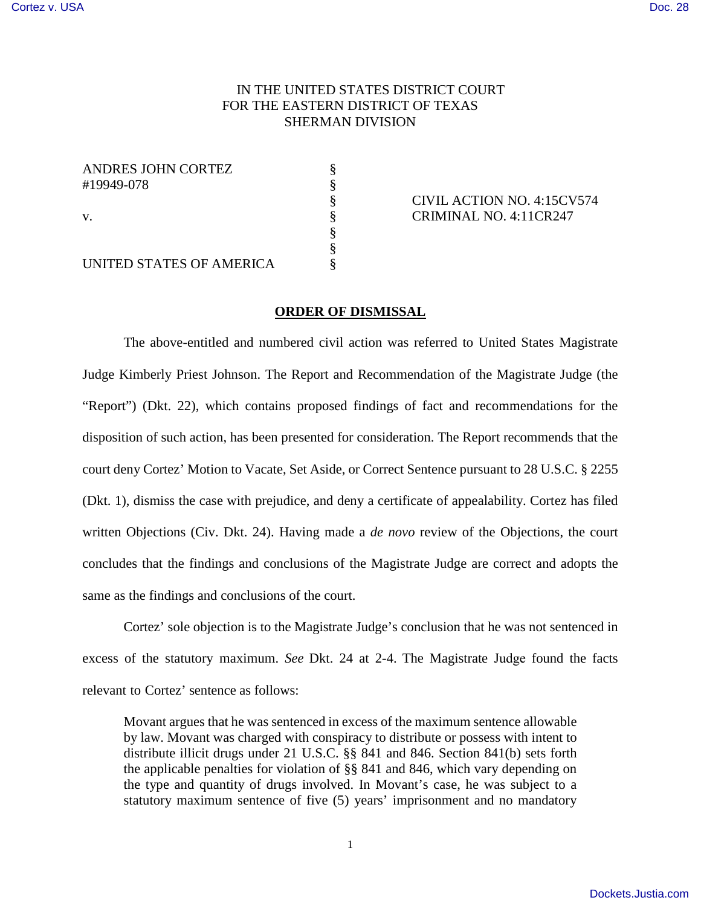IN THE UNITED STATES DISTRICT COURT
FOR THE EASTERN DISTRICT OF TEXAS
SHERMAN DIVISION

| | | |
|---|---|---|
| ANDRES JOHN CORTEZ | § | |
| #19949-078 | § | |
| | § | CIVIL ACTION NO. 4:15CV574 |
| v. | § | CRIMINAL NO. 4:11CR247 |
| | § | |
| | § | |
| UNITED STATES OF AMERICA | § | |

## ORDER OF DISMISSAL

The above-entitled and numbered civil action was referred to United States Magistrate Judge Kimberly Priest Johnson. The Report and Recommendation of the Magistrate Judge (the "Report") (Dkt. 22), which contains proposed findings of fact and recommendations for the disposition of such action, has been presented for consideration. The Report recommends that the court deny Cortez' Motion to Vacate, Set Aside, or Correct Sentence pursuant to 28 U.S.C. § 2255 (Dkt. 1), dismiss the case with prejudice, and deny a certificate of appealability. Cortez has filed written Objections (Civ. Dkt. 24). Having made a *de novo* review of the Objections, the court concludes that the findings and conclusions of the Magistrate Judge are correct and adopts the same as the findings and conclusions of the court.

Cortez' sole objection is to the Magistrate Judge's conclusion that he was not sentenced in excess of the statutory maximum. *See* Dkt. 24 at 2-4. The Magistrate Judge found the facts relevant to Cortez' sentence as follows:

> Movant argues that he was sentenced in excess of the maximum sentence allowable by law. Movant was charged with conspiracy to distribute or possess with intent to distribute illicit drugs under 21 U.S.C. §§ 841 and 846. Section 841(b) sets forth the applicable penalties for violation of §§ 841 and 846, which vary depending on the type and quantity of drugs involved. In Movant's case, he was subject to a statutory maximum sentence of five (5) years' imprisonment and no mandatory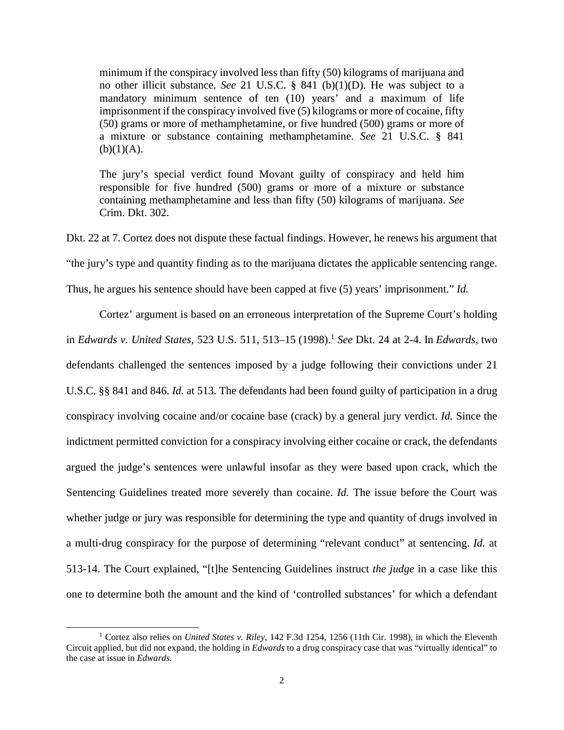> minimum if the conspiracy involved less than fifty (50) kilograms of marijuana and no other illicit substance. *See* 21 U.S.C. § 841 (b)(1)(D). He was subject to a mandatory minimum sentence of ten (10) years' and a maximum of life imprisonment if the conspiracy involved five (5) kilograms or more of cocaine, fifty (50) grams or more of methamphetamine, or five hundred (500) grams or more of a mixture or substance containing methamphetamine. *See* 21 U.S.C. § 841 (b)(1)(A).
>
> The jury's special verdict found Movant guilty of conspiracy and held him responsible for five hundred (500) grams or more of a mixture or substance containing methamphetamine and less than fifty (50) kilograms of marijuana. *See* Crim. Dkt. 302.

Dkt. 22 at 7. Cortez does not dispute these factual findings. However, he renews his argument that "the jury's type and quantity finding as to the marijuana dictates the applicable sentencing range. Thus, he argues his sentence should have been capped at five (5) years' imprisonment." *Id.*

Cortez' argument is based on an erroneous interpretation of the Supreme Court's holding in *Edwards v. United States*, 523 U.S. 511, 513–15 (1998).[1] *See* Dkt. 24 at 2-4. In *Edwards*, two defendants challenged the sentences imposed by a judge following their convictions under 21 U.S.C. §§ 841 and 846. *Id.* at 513. The defendants had been found guilty of participation in a drug conspiracy involving cocaine and/or cocaine base (crack) by a general jury verdict. *Id.* Since the indictment permitted conviction for a conspiracy involving either cocaine or crack, the defendants argued the judge's sentences were unlawful insofar as they were based upon crack, which the Sentencing Guidelines treated more severely than cocaine. *Id.* The issue before the Court was whether judge or jury was responsible for determining the type and quantity of drugs involved in a multi-drug conspiracy for the purpose of determining "relevant conduct" at sentencing. *Id.* at 513-14. The Court explained, "[t]he Sentencing Guidelines instruct *the judge* in a case like this one to determine both the amount and the kind of 'controlled substances' for which a defendant

[1] Cortez also relies on *United States v. Riley*, 142 F.3d 1254, 1256 (11th Cir. 1998), in which the Eleventh Circuit applied, but did not expand, the holding in *Edwards* to a drug conspiracy case that was "virtually identical" to the case at issue in *Edwards.*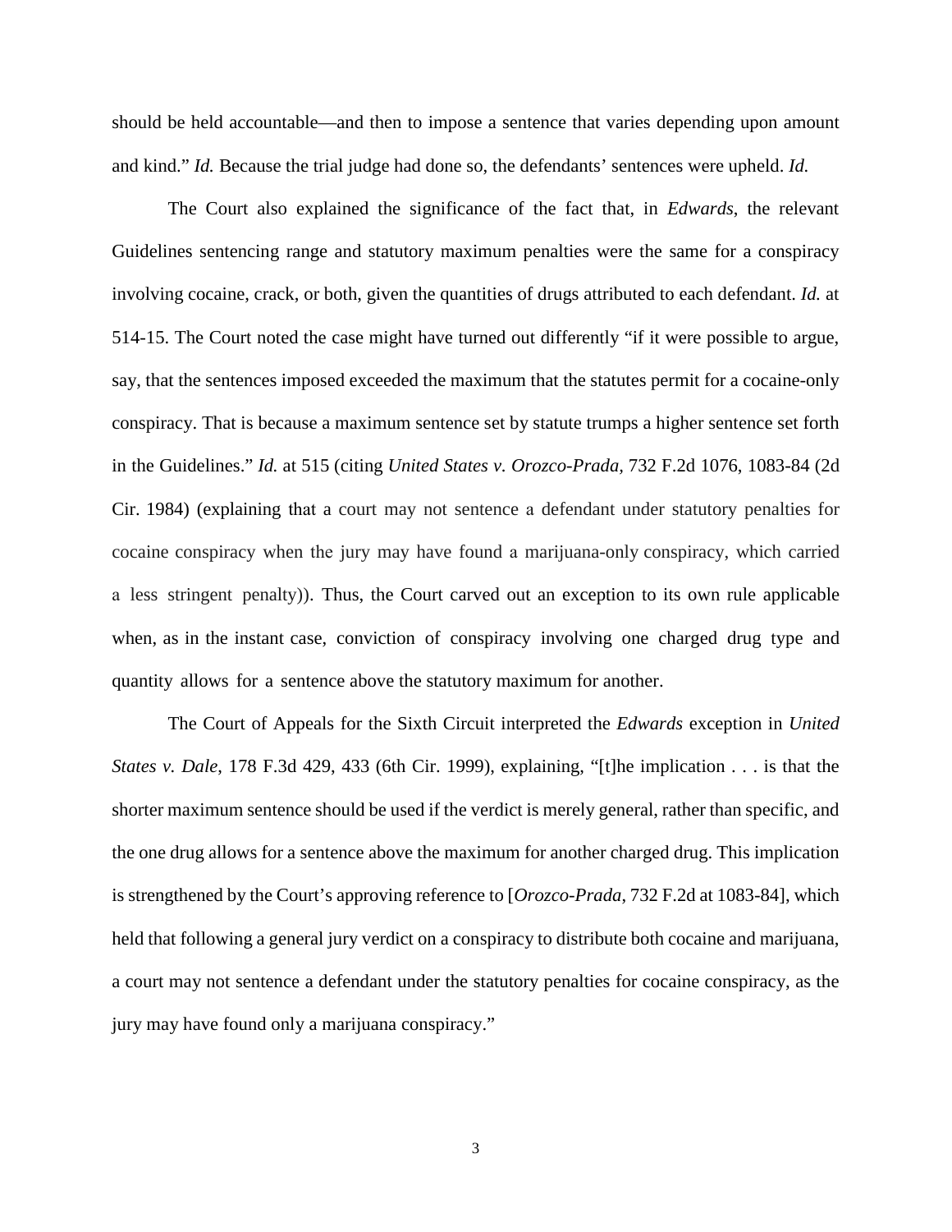should be held accountable—and then to impose a sentence that varies depending upon amount and kind." *Id.* Because the trial judge had done so, the defendants' sentences were upheld. *Id.*

The Court also explained the significance of the fact that, in *Edwards*, the relevant Guidelines sentencing range and statutory maximum penalties were the same for a conspiracy involving cocaine, crack, or both, given the quantities of drugs attributed to each defendant. *Id.* at 514-15. The Court noted the case might have turned out differently "if it were possible to argue, say, that the sentences imposed exceeded the maximum that the statutes permit for a cocaine-only conspiracy. That is because a maximum sentence set by statute trumps a higher sentence set forth in the Guidelines." *Id.* at 515 (citing *United States v. Orozco-Prada*, 732 F.2d 1076, 1083-84 (2d Cir. 1984) (explaining that a court may not sentence a defendant under statutory penalties for cocaine conspiracy when the jury may have found a marijuana-only conspiracy, which carried a less stringent penalty)). Thus, the Court carved out an exception to its own rule applicable when, as in the instant case, conviction of conspiracy involving one charged drug type and quantity allows for a sentence above the statutory maximum for another.

The Court of Appeals for the Sixth Circuit interpreted the *Edwards* exception in *United States v. Dale*, 178 F.3d 429, 433 (6th Cir. 1999), explaining, "[t]he implication . . . is that the shorter maximum sentence should be used if the verdict is merely general, rather than specific, and the one drug allows for a sentence above the maximum for another charged drug. This implication is strengthened by the Court's approving reference to [*Orozco-Prada*, 732 F.2d at 1083-84], which held that following a general jury verdict on a conspiracy to distribute both cocaine and marijuana, a court may not sentence a defendant under the statutory penalties for cocaine conspiracy, as the jury may have found only a marijuana conspiracy."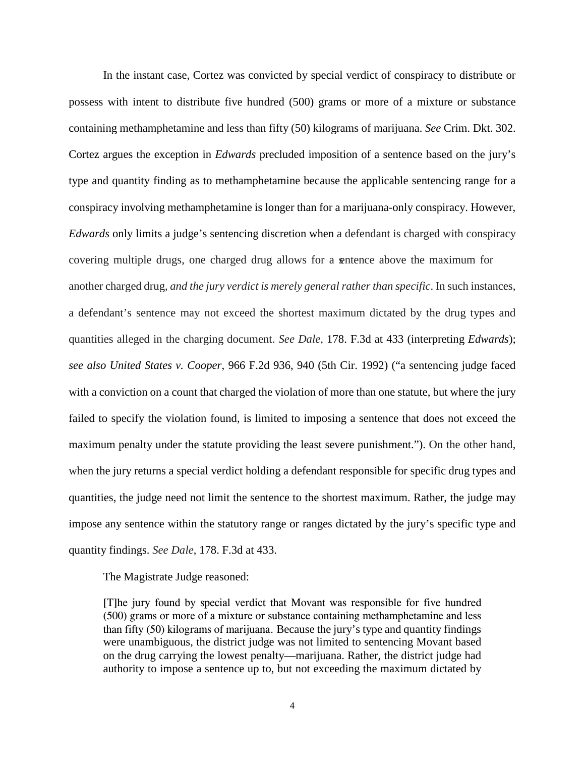In the instant case, Cortez was convicted by special verdict of conspiracy to distribute or possess with intent to distribute five hundred (500) grams or more of a mixture or substance containing methamphetamine and less than fifty (50) kilograms of marijuana. *See* Crim. Dkt. 302. Cortez argues the exception in *Edwards* precluded imposition of a sentence based on the jury's type and quantity finding as to methamphetamine because the applicable sentencing range for a conspiracy involving methamphetamine is longer than for a marijuana-only conspiracy. However, *Edwards* only limits a judge's sentencing discretion when a defendant is charged with conspiracy covering multiple drugs, one charged drug allows for a sentence above the maximum for another charged drug, *and the jury verdict is merely general rather than specific*. In such instances, a defendant's sentence may not exceed the shortest maximum dictated by the drug types and quantities alleged in the charging document. *See Dale*, 178. F.3d at 433 (interpreting *Edwards*); *see also United States v. Cooper*, 966 F.2d 936, 940 (5th Cir. 1992) ("a sentencing judge faced with a conviction on a count that charged the violation of more than one statute, but where the jury failed to specify the violation found, is limited to imposing a sentence that does not exceed the maximum penalty under the statute providing the least severe punishment."). On the other hand, when the jury returns a special verdict holding a defendant responsible for specific drug types and quantities, the judge need not limit the sentence to the shortest maximum. Rather, the judge may impose any sentence within the statutory range or ranges dictated by the jury's specific type and quantity findings. *See Dale*, 178. F.3d at 433.

The Magistrate Judge reasoned:

> [T]he jury found by special verdict that Movant was responsible for five hundred (500) grams or more of a mixture or substance containing methamphetamine and less than fifty (50) kilograms of marijuana. Because the jury's type and quantity findings were unambiguous, the district judge was not limited to sentencing Movant based on the drug carrying the lowest penalty—marijuana. Rather, the district judge had authority to impose a sentence up to, but not exceeding the maximum dictated by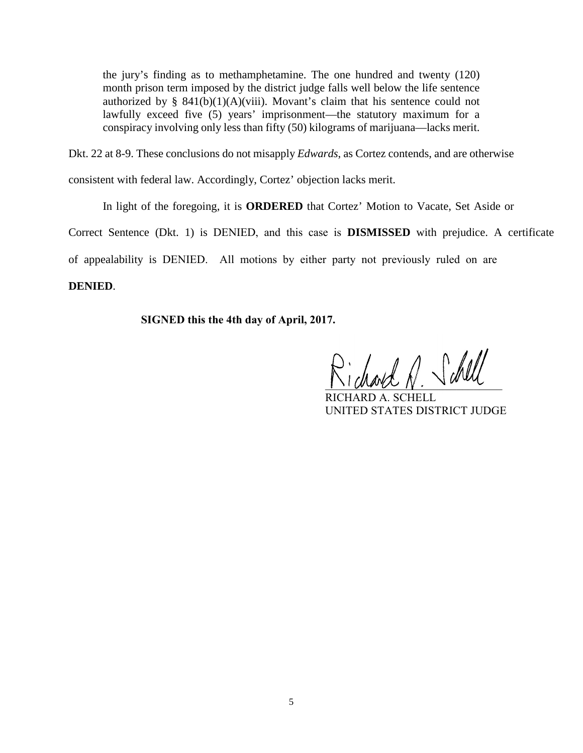> the jury's finding as to methamphetamine. The one hundred and twenty (120) month prison term imposed by the district judge falls well below the life sentence authorized by § 841(b)(1)(A)(viii). Movant's claim that his sentence could not lawfully exceed five (5) years' imprisonment—the statutory maximum for a conspiracy involving only less than fifty (50) kilograms of marijuana—lacks merit.

Dkt. 22 at 8-9. These conclusions do not misapply *Edwards*, as Cortez contends, and are otherwise consistent with federal law. Accordingly, Cortez' objection lacks merit.

In light of the foregoing, it is **ORDERED** that Cortez' Motion to Vacate, Set Aside or Correct Sentence (Dkt. 1) is DENIED, and this case is **DISMISSED** with prejudice. A certificate of appealability is DENIED. All motions by either party not previously ruled on are **DENIED**.

**SIGNED this the 4th day of April, 2017.**

RICHARD A. SCHELL
UNITED STATES DISTRICT JUDGE